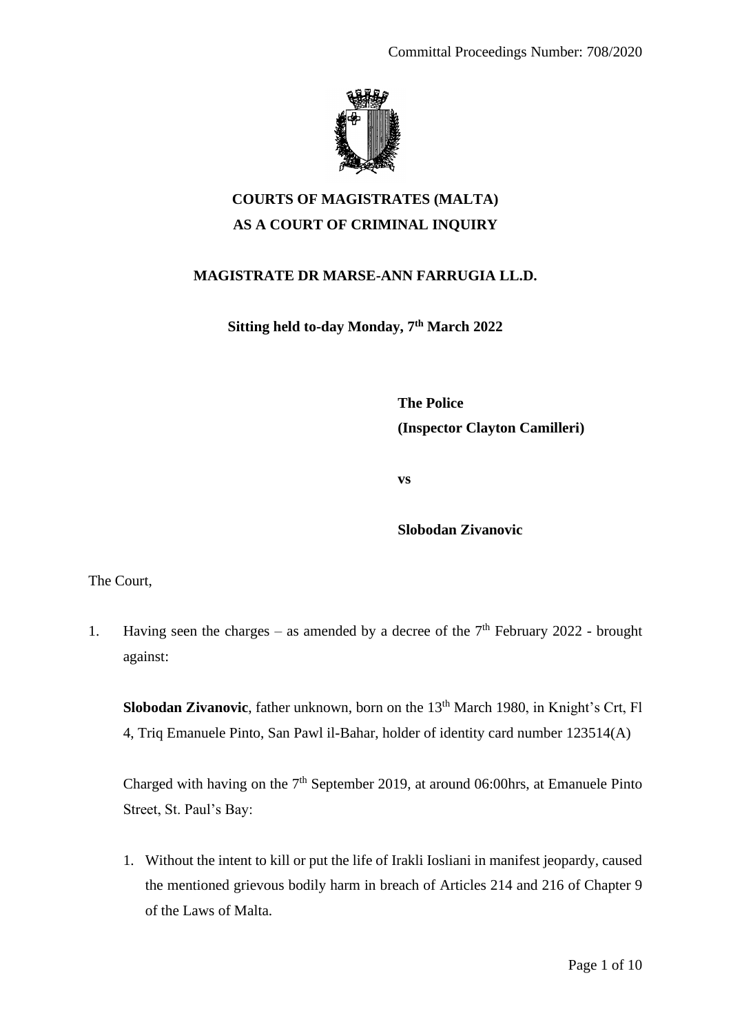Committal Proceedings Number: 708/2020

**COURTS OF MAGISTRATES (MALTA)**
**AS A COURT OF CRIMINAL INQUIRY**

**MAGISTRATE DR MARSE-ANN FARRUGIA LL.D.**

**Sitting held to-day Monday, 7th March 2022**

**The Police**
**(Inspector Clayton Camilleri)**

**vs**

**Slobodan Zivanovic**

The Court,

1. Having seen the charges – as amended by a decree of the 7th February 2022 - brought against:

   **Slobodan Zivanovic**, father unknown, born on the 13th March 1980, in Knight's Crt, Fl 4, Triq Emanuele Pinto, San Pawl il-Bahar, holder of identity card number 123514(A)

   Charged with having on the 7th September 2019, at around 06:00hrs, at Emanuele Pinto Street, St. Paul's Bay:

   1. Without the intent to kill or put the life of Irakli Iosliani in manifest jeopardy, caused the mentioned grievous bodily harm in breach of Articles 214 and 216 of Chapter 9 of the Laws of Malta.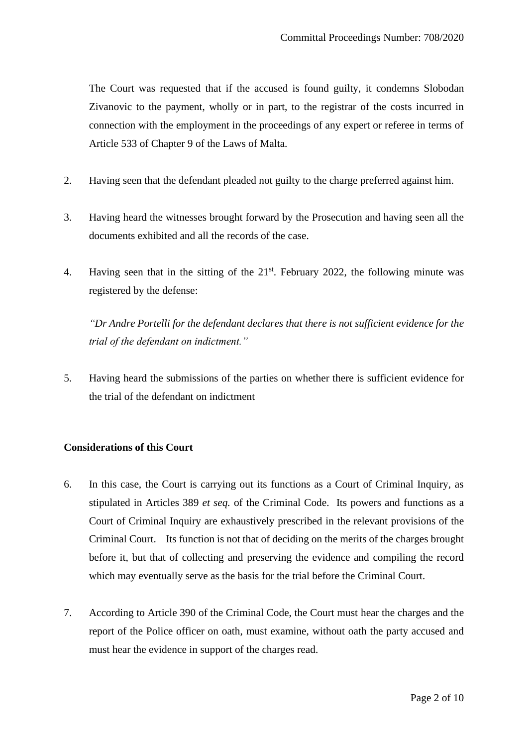The Court was requested that if the accused is found guilty, it condemns Slobodan Zivanovic to the payment, wholly or in part, to the registrar of the costs incurred in connection with the employment in the proceedings of any expert or referee in terms of Article 533 of Chapter 9 of the Laws of Malta.

2. Having seen that the defendant pleaded not guilty to the charge preferred against him.

3. Having heard the witnesses brought forward by the Prosecution and having seen all the documents exhibited and all the records of the case.

4. Having seen that in the sitting of the 21st. February 2022, the following minute was registered by the defense:

   *"Dr Andre Portelli for the defendant declares that there is not sufficient evidence for the trial of the defendant on indictment."*

5. Having heard the submissions of the parties on whether there is sufficient evidence for the trial of the defendant on indictment

**Considerations of this Court**

6. In this case, the Court is carrying out its functions as a Court of Criminal Inquiry, as stipulated in Articles 389 *et seq.* of the Criminal Code. Its powers and functions as a Court of Criminal Inquiry are exhaustively prescribed in the relevant provisions of the Criminal Court. Its function is not that of deciding on the merits of the charges brought before it, but that of collecting and preserving the evidence and compiling the record which may eventually serve as the basis for the trial before the Criminal Court.

7. According to Article 390 of the Criminal Code, the Court must hear the charges and the report of the Police officer on oath, must examine, without oath the party accused and must hear the evidence in support of the charges read.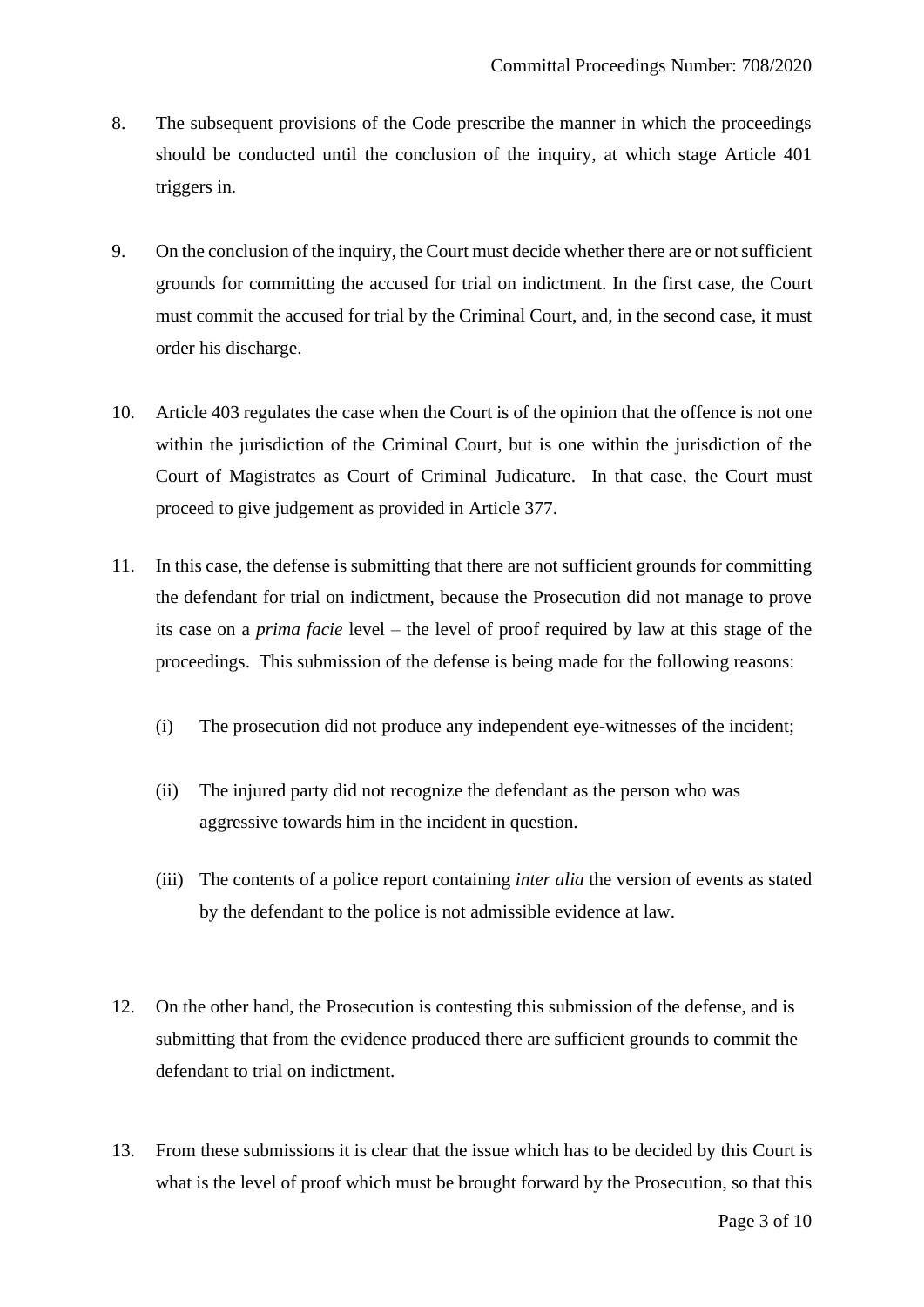8. The subsequent provisions of the Code prescribe the manner in which the proceedings should be conducted until the conclusion of the inquiry, at which stage Article 401 triggers in.

9. On the conclusion of the inquiry, the Court must decide whether there are or not sufficient grounds for committing the accused for trial on indictment. In the first case, the Court must commit the accused for trial by the Criminal Court, and, in the second case, it must order his discharge.

10. Article 403 regulates the case when the Court is of the opinion that the offence is not one within the jurisdiction of the Criminal Court, but is one within the jurisdiction of the Court of Magistrates as Court of Criminal Judicature. In that case, the Court must proceed to give judgement as provided in Article 377.

11. In this case, the defense is submitting that there are not sufficient grounds for committing the defendant for trial on indictment, because the Prosecution did not manage to prove its case on a *prima facie* level – the level of proof required by law at this stage of the proceedings. This submission of the defense is being made for the following reasons:

    (i) The prosecution did not produce any independent eye-witnesses of the incident;

    (ii) The injured party did not recognize the defendant as the person who was aggressive towards him in the incident in question.

    (iii) The contents of a police report containing *inter alia* the version of events as stated by the defendant to the police is not admissible evidence at law.

12. On the other hand, the Prosecution is contesting this submission of the defense, and is submitting that from the evidence produced there are sufficient grounds to commit the defendant to trial on indictment.

13. From these submissions it is clear that the issue which has to be decided by this Court is what is the level of proof which must be brought forward by the Prosecution, so that this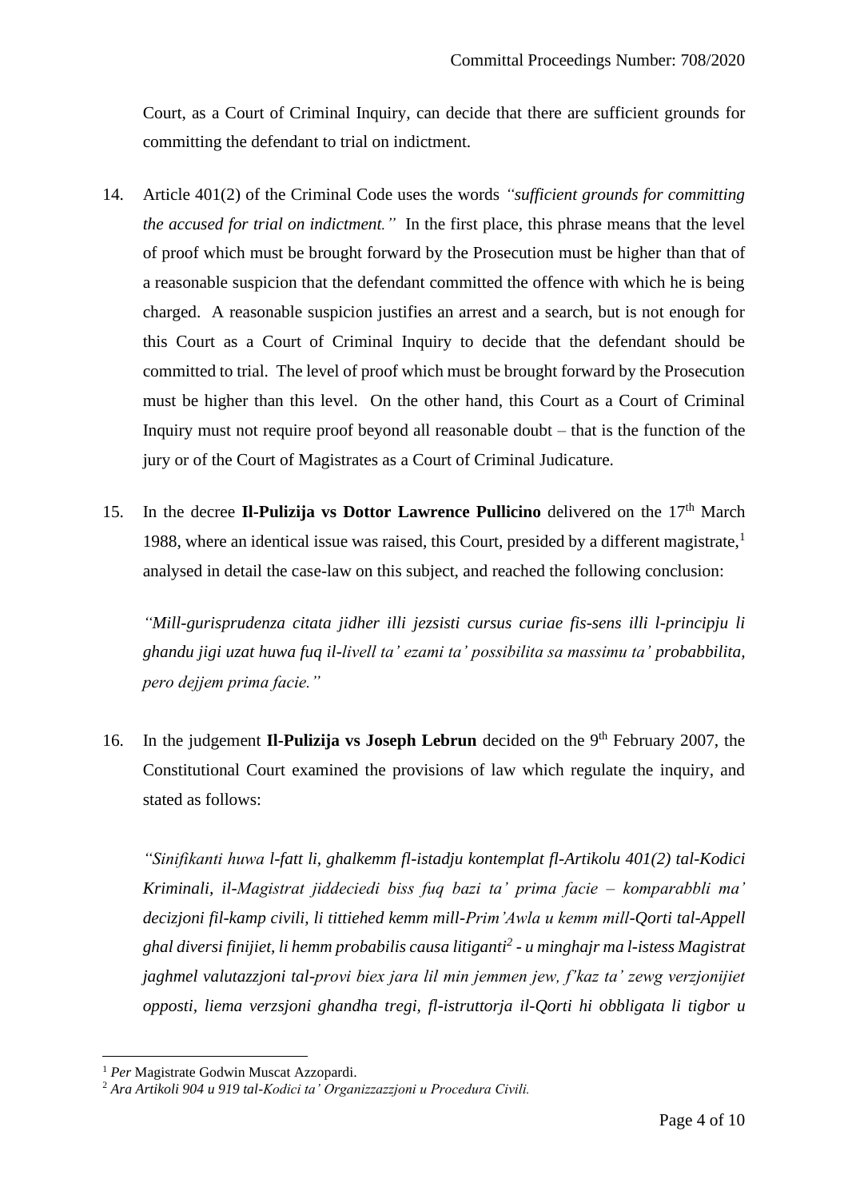Court, as a Court of Criminal Inquiry, can decide that there are sufficient grounds for committing the defendant to trial on indictment.

14. Article 401(2) of the Criminal Code uses the words *"sufficient grounds for committing the accused for trial on indictment."* In the first place, this phrase means that the level of proof which must be brought forward by the Prosecution must be higher than that of a reasonable suspicion that the defendant committed the offence with which he is being charged. A reasonable suspicion justifies an arrest and a search, but is not enough for this Court as a Court of Criminal Inquiry to decide that the defendant should be committed to trial. The level of proof which must be brought forward by the Prosecution must be higher than this level. On the other hand, this Court as a Court of Criminal Inquiry must not require proof beyond all reasonable doubt – that is the function of the jury or of the Court of Magistrates as a Court of Criminal Judicature.

15. In the decree **Il-Pulizija vs Dottor Lawrence Pullicino** delivered on the 17th March 1988, where an identical issue was raised, this Court, presided by a different magistrate,[1] analysed in detail the case-law on this subject, and reached the following conclusion:

*"Mill-gurisprudenza citata jidher illi jezsisti cursus curiae fis-sens illi l-principju li ghandu jigi uzat huwa fuq il-livell ta' ezami ta' possibilita sa massimu ta' probbabilita, pero dejjem prima facie."*

16. In the judgement **Il-Pulizija vs Joseph Lebrun** decided on the 9th February 2007, the Constitutional Court examined the provisions of law which regulate the inquiry, and stated as follows:

*"Sinifikanti huwa l-fatt li, ghalkemm fl-istadju kontemplat fl-Artikolu 401(2) tal-Kodici Kriminali, il-Magistrat jiddeciedi biss fuq bazi ta' prima facie – komparabbli ma' decizjoni fil-kamp civili, li tittiehed kemm mill-Prim'Awla u kemm mill-Qorti tal-Appell ghal diversi finijiet, li hemm probabilis causa litiganti[2] - u minghajr ma l-istess Magistrat jaghmel valutazzjoni tal-provi biex jara lil min jemmen jew, f'kaz ta' zewg verzjonijiet opposti, liema verzsjoni ghandha tregi, fl-istruttorja il-Qorti hi obbligata li tigbor u*

---

[1] *Per* Magistrate Godwin Muscat Azzopardi.

[2] *Ara Artikoli 904 u 919 tal-Kodici ta' Organizzazzjoni u Procedura Civili.*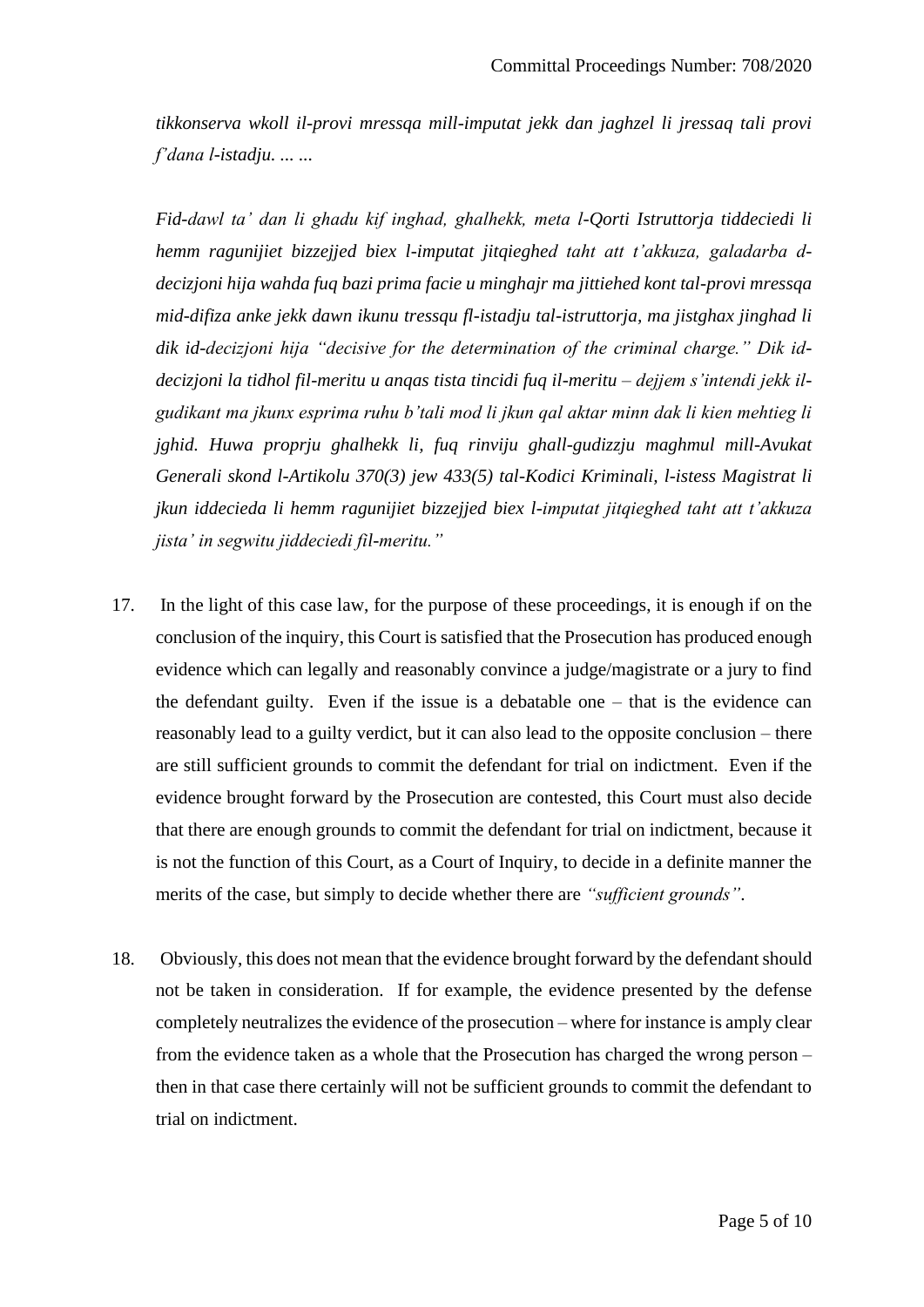*tikkonserva wkoll il-provi mressqa mill-imputat jekk dan jaghzel li jressaq tali provi f'dana l-istadju. ... ...*

*Fid-dawl ta' dan li ghadu kif inghad, ghalhekk, meta l-Qorti Istruttorja tiddeciedi li hemm ragunijiet bizzejjed biex l-imputat jitqieghed taht att t'akkuza, galadarba d-decizjoni hija wahda fuq bazi prima facie u minghajr ma jittiehed kont tal-provi mressqa mid-difiza anke jekk dawn ikunu tressqu fl-istadju tal-istruttorja, ma jistghax jinghad li dik id-decizjoni hija "decisive for the determination of the criminal charge." Dik id-decizjoni la tidhol fil-meritu u anqas tista tincidi fuq il-meritu – dejjem s'intendi jekk il-gudikant ma jkunx esprima ruhu b'tali mod li jkun qal aktar minn dak li kien mehtieg li jghid. Huwa proprju ghalhekk li, fuq rinviju ghall-gudizzju maghmul mill-Avukat Generali skond l-Artikolu 370(3) jew 433(5) tal-Kodici Kriminali, l-istess Magistrat li jkun iddecieda li hemm ragunijiet bizzejjed biex l-imputat jitqieghed taht att t'akkuza jista' in segwitu jiddeciedi fil-meritu."*

17. In the light of this case law, for the purpose of these proceedings, it is enough if on the conclusion of the inquiry, this Court is satisfied that the Prosecution has produced enough evidence which can legally and reasonably convince a judge/magistrate or a jury to find the defendant guilty. Even if the issue is a debatable one – that is the evidence can reasonably lead to a guilty verdict, but it can also lead to the opposite conclusion – there are still sufficient grounds to commit the defendant for trial on indictment. Even if the evidence brought forward by the Prosecution are contested, this Court must also decide that there are enough grounds to commit the defendant for trial on indictment, because it is not the function of this Court, as a Court of Inquiry, to decide in a definite manner the merits of the case, but simply to decide whether there are *"sufficient grounds"*.

18. Obviously, this does not mean that the evidence brought forward by the defendant should not be taken in consideration. If for example, the evidence presented by the defense completely neutralizes the evidence of the prosecution – where for instance is amply clear from the evidence taken as a whole that the Prosecution has charged the wrong person – then in that case there certainly will not be sufficient grounds to commit the defendant to trial on indictment.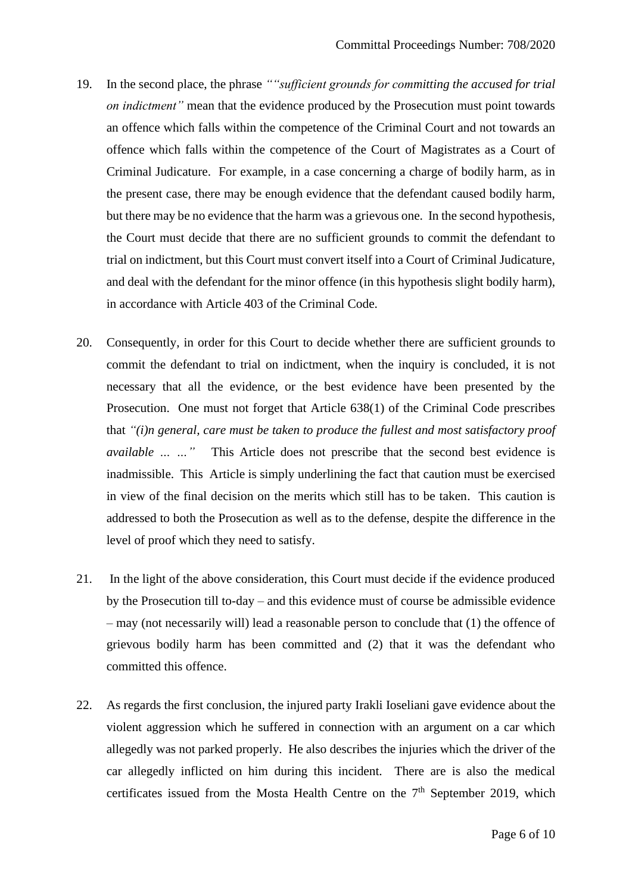19. In the second place, the phrase *""sufficient grounds for committing the accused for trial on indictment"* mean that the evidence produced by the Prosecution must point towards an offence which falls within the competence of the Criminal Court and not towards an offence which falls within the competence of the Court of Magistrates as a Court of Criminal Judicature. For example, in a case concerning a charge of bodily harm, as in the present case, there may be enough evidence that the defendant caused bodily harm, but there may be no evidence that the harm was a grievous one. In the second hypothesis, the Court must decide that there are no sufficient grounds to commit the defendant to trial on indictment, but this Court must convert itself into a Court of Criminal Judicature, and deal with the defendant for the minor offence (in this hypothesis slight bodily harm), in accordance with Article 403 of the Criminal Code.

20. Consequently, in order for this Court to decide whether there are sufficient grounds to commit the defendant to trial on indictment, when the inquiry is concluded, it is not necessary that all the evidence, or the best evidence have been presented by the Prosecution. One must not forget that Article 638(1) of the Criminal Code prescribes that *"(i)n general, care must be taken to produce the fullest and most satisfactory proof available ... ..."* This Article does not prescribe that the second best evidence is inadmissible. This Article is simply underlining the fact that caution must be exercised in view of the final decision on the merits which still has to be taken. This caution is addressed to both the Prosecution as well as to the defense, despite the difference in the level of proof which they need to satisfy.

21. In the light of the above consideration, this Court must decide if the evidence produced by the Prosecution till to-day – and this evidence must of course be admissible evidence – may (not necessarily will) lead a reasonable person to conclude that (1) the offence of grievous bodily harm has been committed and (2) that it was the defendant who committed this offence.

22. As regards the first conclusion, the injured party Irakli Ioseliani gave evidence about the violent aggression which he suffered in connection with an argument on a car which allegedly was not parked properly. He also describes the injuries which the driver of the car allegedly inflicted on him during this incident. There are is also the medical certificates issued from the Mosta Health Centre on the 7th September 2019, which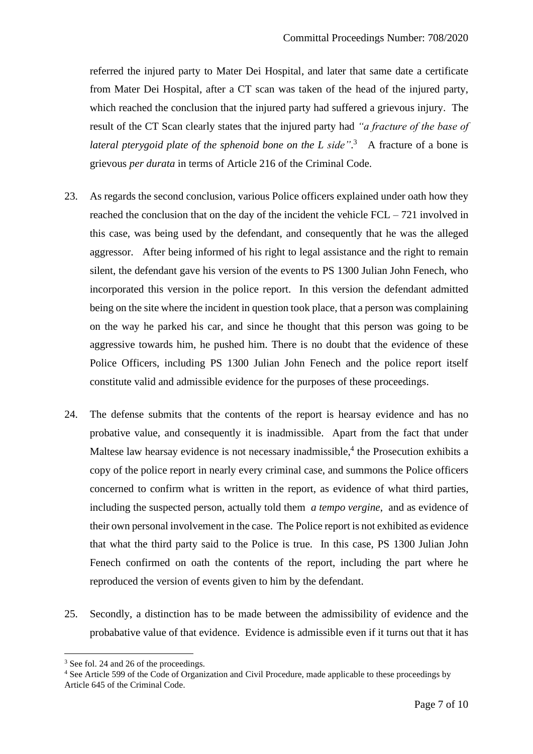referred the injured party to Mater Dei Hospital, and later that same date a certificate from Mater Dei Hospital, after a CT scan was taken of the head of the injured party, which reached the conclusion that the injured party had suffered a grievous injury. The result of the CT Scan clearly states that the injured party had *"a fracture of the base of lateral pterygoid plate of the sphenoid bone on the L side"*.[3] A fracture of a bone is grievous *per durata* in terms of Article 216 of the Criminal Code.

23. As regards the second conclusion, various Police officers explained under oath how they reached the conclusion that on the day of the incident the vehicle FCL – 721 involved in this case, was being used by the defendant, and consequently that he was the alleged aggressor. After being informed of his right to legal assistance and the right to remain silent, the defendant gave his version of the events to PS 1300 Julian John Fenech, who incorporated this version in the police report. In this version the defendant admitted being on the site where the incident in question took place, that a person was complaining on the way he parked his car, and since he thought that this person was going to be aggressive towards him, he pushed him. There is no doubt that the evidence of these Police Officers, including PS 1300 Julian John Fenech and the police report itself constitute valid and admissible evidence for the purposes of these proceedings.

24. The defense submits that the contents of the report is hearsay evidence and has no probative value, and consequently it is inadmissible. Apart from the fact that under Maltese law hearsay evidence is not necessary inadmissible,[4] the Prosecution exhibits a copy of the police report in nearly every criminal case, and summons the Police officers concerned to confirm what is written in the report, as evidence of what third parties, including the suspected person, actually told them *a tempo vergine*, and as evidence of their own personal involvement in the case. The Police report is not exhibited as evidence that what the third party said to the Police is true. In this case, PS 1300 Julian John Fenech confirmed on oath the contents of the report, including the part where he reproduced the version of events given to him by the defendant.

25. Secondly, a distinction has to be made between the admissibility of evidence and the probabative value of that evidence. Evidence is admissible even if it turns out that it has

---

[3] See fol. 24 and 26 of the proceedings.

[4] See Article 599 of the Code of Organization and Civil Procedure, made applicable to these proceedings by Article 645 of the Criminal Code.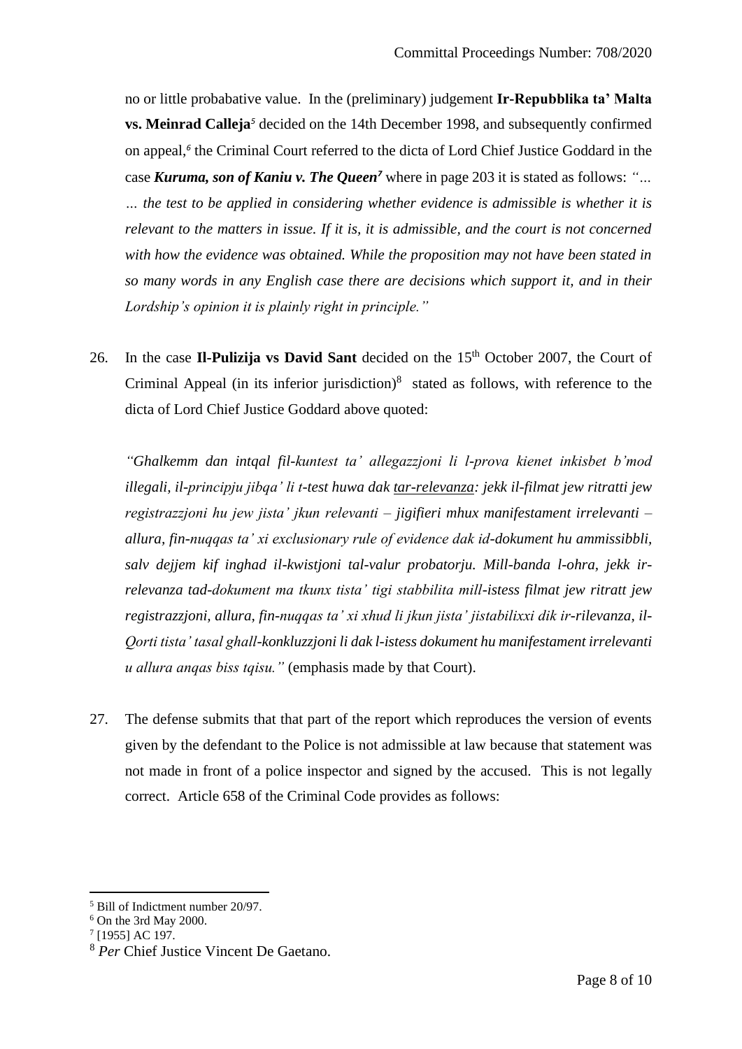no or little probabative value. In the (preliminary) judgement **Ir-Repubblika ta' Malta vs. Meinrad Calleja**[5] decided on the 14th December 1998, and subsequently confirmed on appeal,[6] the Criminal Court referred to the dicta of Lord Chief Justice Goddard in the case ***Kuruma, son of Kaniu v. The Queen***[7] where in page 203 it is stated as follows: *"… … the test to be applied in considering whether evidence is admissible is whether it is relevant to the matters in issue. If it is, it is admissible, and the court is not concerned with how the evidence was obtained. While the proposition may not have been stated in so many words in any English case there are decisions which support it, and in their Lordship's opinion it is plainly right in principle."*

26. In the case **Il-Pulizija vs David Sant** decided on the 15th October 2007, the Court of Criminal Appeal (in its inferior jurisdiction)[8] stated as follows, with reference to the dicta of Lord Chief Justice Goddard above quoted:

*"Ghalkemm dan intqal fil-kuntest ta' allegazzjoni li l-prova kienet inkisbet b'mod illegali, il-principju jibqa' li t-test huwa dak tar-relevanza: jekk il-filmat jew ritratti jew registrazzjoni hu jew jista' jkun relevanti – jigifieri mhux manifestament irrelevanti – allura, fin-nuqqas ta' xi exclusionary rule of evidence dak id-dokument hu ammissibbli, salv dejjem kif inghad il-kwistjoni tal-valur probatorju. Mill-banda l-ohra, jekk ir-relevanza tad-dokument ma tkunx tista' tigi stabbilita mill-istess filmat jew ritratt jew registrazzjoni, allura, fin-nuqqas ta' xi xhud li jkun jista' jistabilixxi dik ir-rilevanza, il-Qorti tista' tasal ghall-konkluzzjoni li dak l-istess dokument hu manifestament irrelevanti u allura anqas biss tqisu."* (emphasis made by that Court).

27. The defense submits that that part of the report which reproduces the version of events given by the defendant to the Police is not admissible at law because that statement was not made in front of a police inspector and signed by the accused. This is not legally correct. Article 658 of the Criminal Code provides as follows:

---

[5] Bill of Indictment number 20/97.

[6] On the 3rd May 2000.

[7] [1955] AC 197.

[8] *Per* Chief Justice Vincent De Gaetano.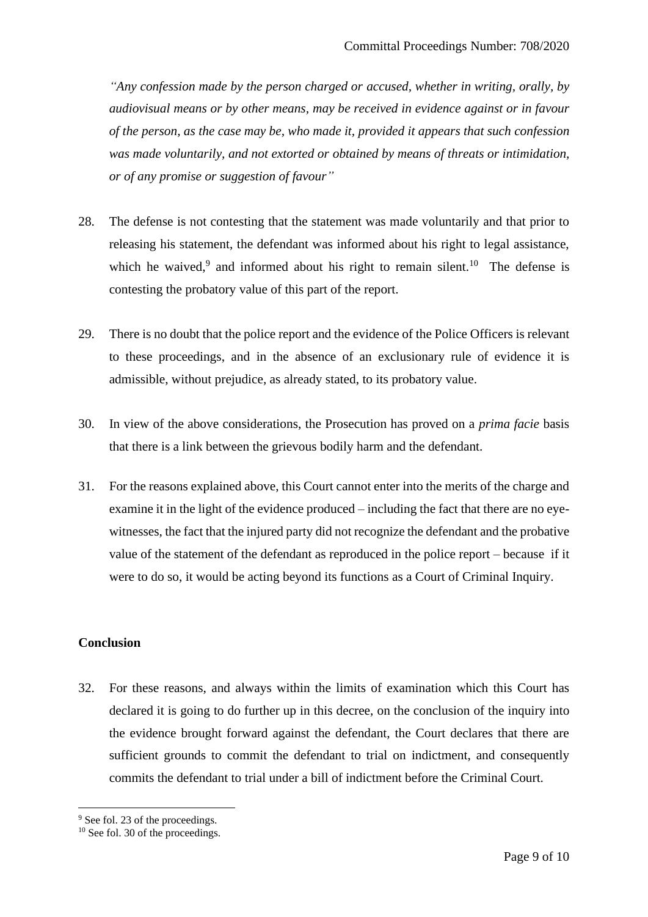*"Any confession made by the person charged or accused, whether in writing, orally, by audiovisual means or by other means, may be received in evidence against or in favour of the person, as the case may be, who made it, provided it appears that such confession was made voluntarily, and not extorted or obtained by means of threats or intimidation, or of any promise or suggestion of favour"*

28. The defense is not contesting that the statement was made voluntarily and that prior to releasing his statement, the defendant was informed about his right to legal assistance, which he waived,[9] and informed about his right to remain silent.[10] The defense is contesting the probatory value of this part of the report.

29. There is no doubt that the police report and the evidence of the Police Officers is relevant to these proceedings, and in the absence of an exclusionary rule of evidence it is admissible, without prejudice, as already stated, to its probatory value.

30. In view of the above considerations, the Prosecution has proved on a *prima facie* basis that there is a link between the grievous bodily harm and the defendant.

31. For the reasons explained above, this Court cannot enter into the merits of the charge and examine it in the light of the evidence produced – including the fact that there are no eye-witnesses, the fact that the injured party did not recognize the defendant and the probative value of the statement of the defendant as reproduced in the police report – because if it were to do so, it would be acting beyond its functions as a Court of Criminal Inquiry.

**Conclusion**

32. For these reasons, and always within the limits of examination which this Court has declared it is going to do further up in this decree, on the conclusion of the inquiry into the evidence brought forward against the defendant, the Court declares that there are sufficient grounds to commit the defendant to trial on indictment, and consequently commits the defendant to trial under a bill of indictment before the Criminal Court.

[9] See fol. 23 of the proceedings.

[10] See fol. 30 of the proceedings.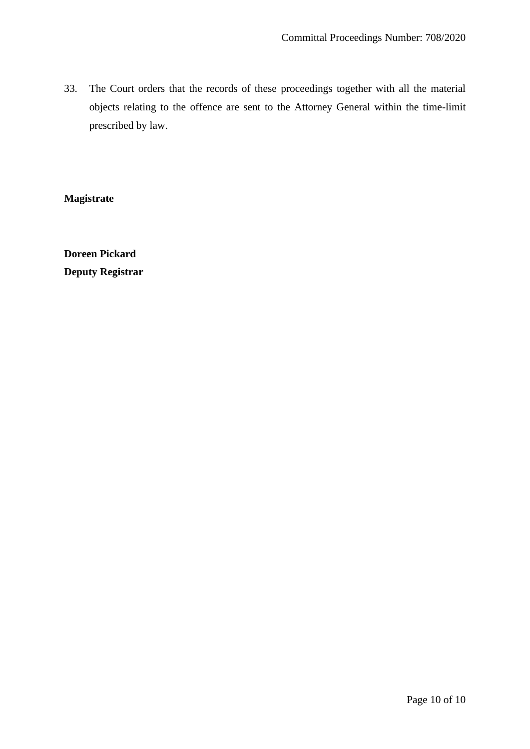33. The Court orders that the records of these proceedings together with all the material objects relating to the offence are sent to the Attorney General within the time-limit prescribed by law.

**Magistrate**

**Doreen Pickard**
**Deputy Registrar**